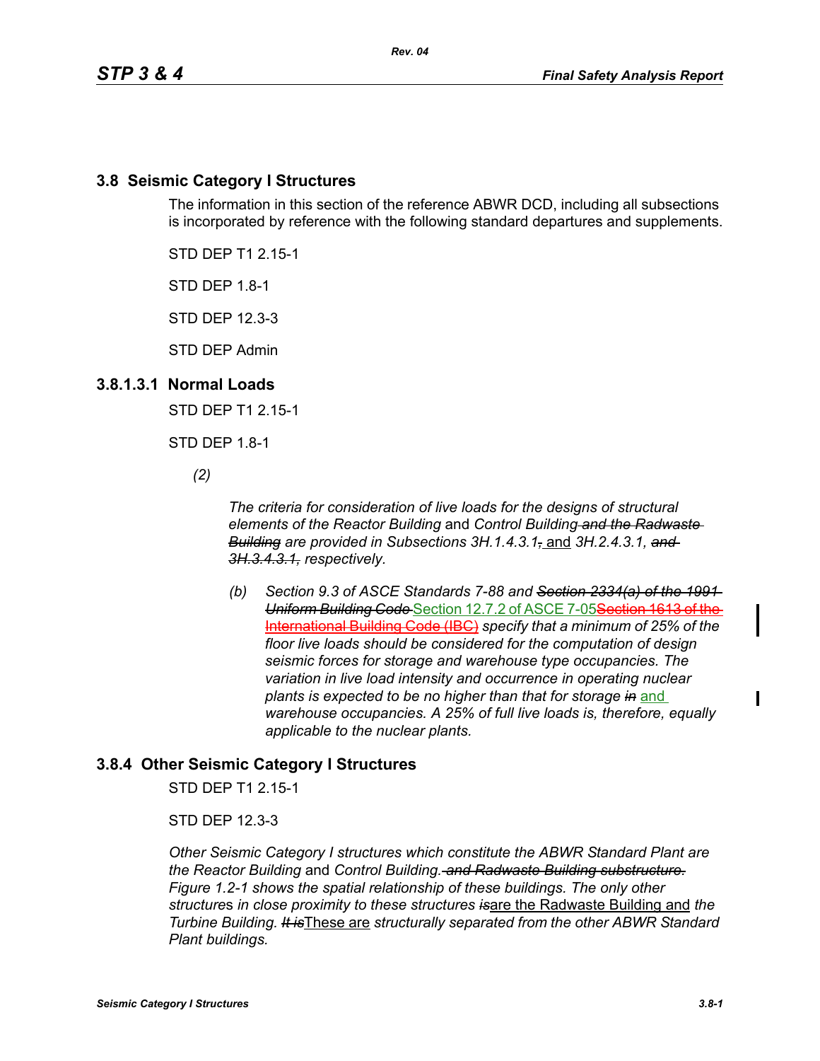## 3.8 Seismic Category I Structures

The information in this section of the reference ABWR DCD, including all subsections is incorporated by reference with the following standard departures and supplements.

STD DEP T1 2.15-1

STD DEP 1.8-1

STD DEP 12.3-3

STD DEP Admin

### 3.8.1.3.1 Normal Loads

STD DEP T1 2.15-1

STD DEP 1.8-1

*(2)*

*The criteria for consideration of live loads for the designs of structural elements of the Reactor Building* and *Control Building ~~and the Radwaste Building~~ are provided in Subsections 3H.1.4.3.1~~,~~* and *3H.2.4.3.1, ~~and 3H.3.4.3.1,~~ respectively.*

*(b) Section 9.3 of ASCE Standards 7-88 and ~~Section 2334(a) of the 1991 Uniform Building Code~~* Section 12.7.2 of ASCE 7-05~~Section 1613 of the International Building Code (IBC)~~ *specify that a minimum of 25% of the floor live loads should be considered for the computation of design seismic forces for storage and warehouse type occupancies. The variation in live load intensity and occurrence in operating nuclear plants is expected to be no higher than that for storage ~~in~~* and *warehouse occupancies. A 25% of full live loads is, therefore, equally applicable to the nuclear plants.*

## 3.8.4 Other Seismic Category I Structures

STD DEP T1 2.15-1

STD DEP 12.3-3

*Other Seismic Category I structures which constitute the ABWR Standard Plant are the Reactor Building* and *Control Building. ~~and Radwaste Building substructure.~~ Figure 1.2-1 shows the spatial relationship of these buildings. The only other structure*s *in close proximity to these structures ~~is~~*are the Radwaste Building and *the Turbine Building. ~~It is~~*These are *structurally separated from the other ABWR Standard Plant buildings.*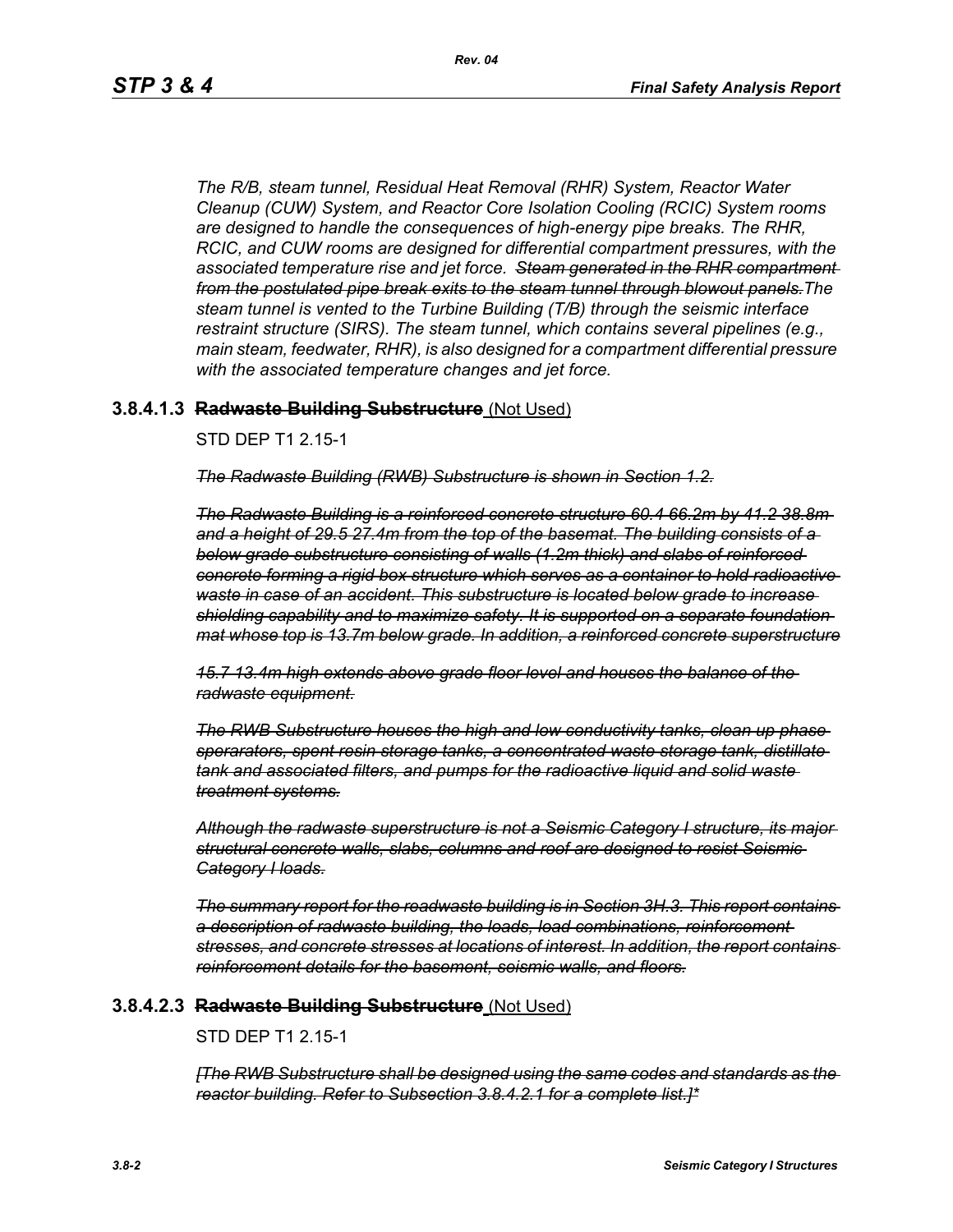*The R/B, steam tunnel, Residual Heat Removal (RHR) System, Reactor Water Cleanup (CUW) System, and Reactor Core Isolation Cooling (RCIC) System rooms are designed to handle the consequences of high-energy pipe breaks. The RHR, RCIC, and CUW rooms are designed for differential compartment pressures, with the associated temperature rise and jet force. ~~Steam generated in the RHR compartment from the postulated pipe break exits to the steam tunnel through blowout panels.~~The steam tunnel is vented to the Turbine Building (T/B) through the seismic interface restraint structure (SIRS). The steam tunnel, which contains several pipelines (e.g., main steam, feedwater, RHR), is also designed for a compartment differential pressure with the associated temperature changes and jet force.*

### 3.8.4.1.3 ~~Radwaste Building Substructure~~ (Not Used)

STD DEP T1 2.15-1

*~~The Radwaste Building (RWB) Substructure is shown in Section 1.2.~~*

*~~The Radwaste Building is a reinforced concrete structure 60.4 66.2m by 41.2 38.8m and a height of 29.5 27.4m from the top of the basemat. The building consists of a below grade substructure consisting of walls (1.2m thick) and slabs of reinforced concrete forming a rigid box structure which serves as a container to hold radioactive waste in case of an accident. This substructure is located below grade to increase shielding capability and to maximize safety. It is supported on a separate foundation mat whose top is 13.7m below grade. In addition, a reinforced concrete superstructure~~*

*~~15.7 13.4m high extends above grade floor level and houses the balance of the radwaste equipment.~~*

*~~The RWB Substructure houses the high and low conductivity tanks, clean up phase sperarators, spent resin storage tanks, a concentrated waste storage tank, distillate tank and associated filters, and pumps for the radioactive liquid and solid waste treatment systems.~~*

*~~Although the radwaste superstructure is not a Seismic Category I structure, its major structural concrete walls, slabs, columns and roof are designed to resist Seismic Category I loads.~~*

*~~The summary report for the readwaste building is in Section 3H.3. This report contains a description of radwaste building, the loads, load combinations, reinforcement stresses, and concrete stresses at locations of interest. In addition, the report contains reinforcement details for the basement, seismic walls, and floors.~~*

### 3.8.4.2.3 ~~Radwaste Building Substructure~~ (Not Used)

STD DEP T1 2.15-1

*~~[The RWB Substructure shall be designed using the same codes and standards as the reactor building. Refer to Subsection 3.8.4.2.1 for a complete list.]*~~*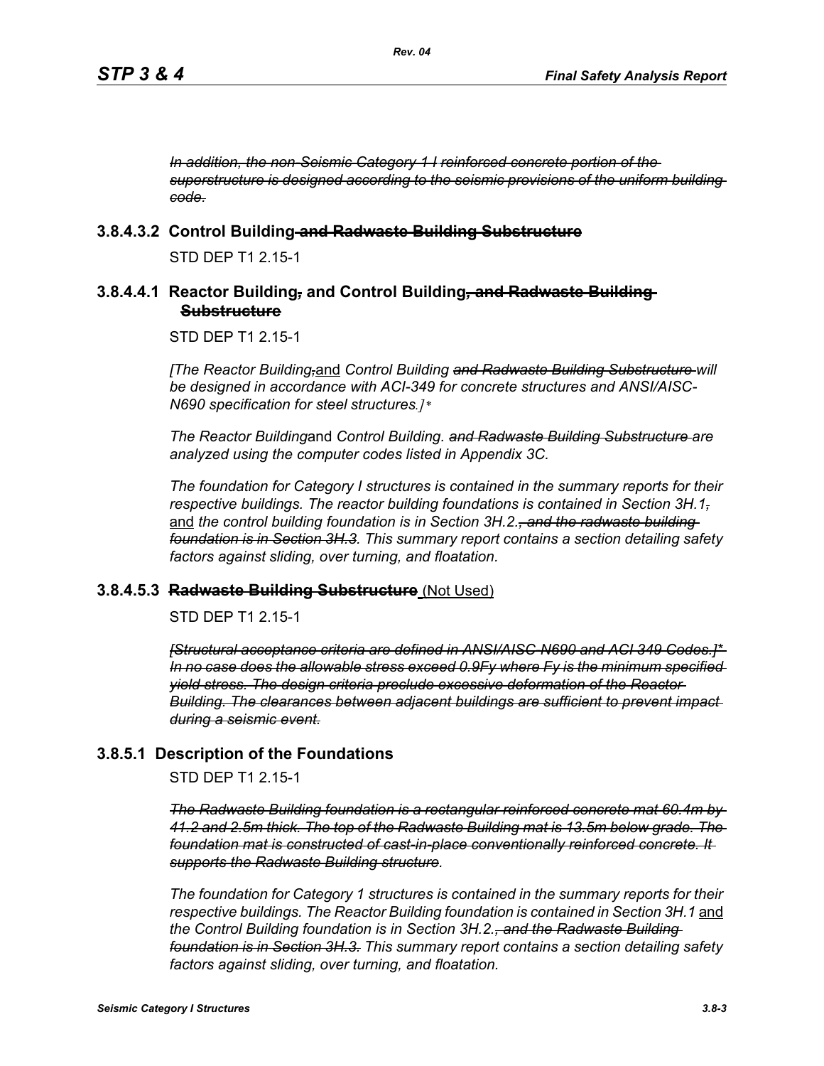*~~In addition, the non-Seismic Category 1 I reinforced concrete portion of the superstructure is designed according to the seismic provisions of the uniform building code.~~*

### 3.8.4.3.2 Control Building ~~and Radwaste Building Substructure~~

STD DEP T1 2.15-1

### 3.8.4.4.1 Reactor Building~~,~~ and Control Building~~, and Radwaste Building Substructure~~

STD DEP T1 2.15-1

*[The Reactor Building~~,~~*and *Control Building ~~and Radwaste Building Substructure~~ will be designed in accordance with ACI-349 for concrete structures and ANSI/AISC-N690 specification for steel structures.]\**

*The Reactor Building*and *Control Building. ~~and Radwaste Building Substructure~~ are analyzed using the computer codes listed in Appendix 3C.*

*The foundation for Category I structures is contained in the summary reports for their respective buildings. The reactor building foundations is contained in Section 3H.1~~,~~* and *the control building foundation is in Section 3H.2.~~, and the radwaste building foundation is in Section 3H.3.~~ This summary report contains a section detailing safety factors against sliding, over turning, and floatation.*

### 3.8.4.5.3 ~~Radwaste Building Substructure~~ (Not Used)

STD DEP T1 2.15-1

*~~[Structural acceptance criteria are defined in ANSI/AISC-N690 and ACI 349 Codes.]\* In no case does the allowable stress exceed 0.9Fy where Fy is the minimum specified yield stress. The design criteria preclude excessive deformation of the Reactor Building. The clearances between adjacent buildings are sufficient to prevent impact during a seismic event.~~*

### 3.8.5.1 Description of the Foundations

STD DEP T1 2.15-1

*~~The Radwaste Building foundation is a rectangular reinforced concrete mat 60.4m by 41.2 and 2.5m thick. The top of the Radwaste Building mat is 13.5m below grade. The foundation mat is constructed of cast-in-place conventionally reinforced concrete. It supports the Radwaste Building structure.~~*

*The foundation for Category 1 structures is contained in the summary reports for their respective buildings. The Reactor Building foundation is contained in Section 3H.1* and *the Control Building foundation is in Section 3H.2.~~, and the Radwaste Building foundation is in Section 3H.3.~~ This summary report contains a section detailing safety factors against sliding, over turning, and floatation.*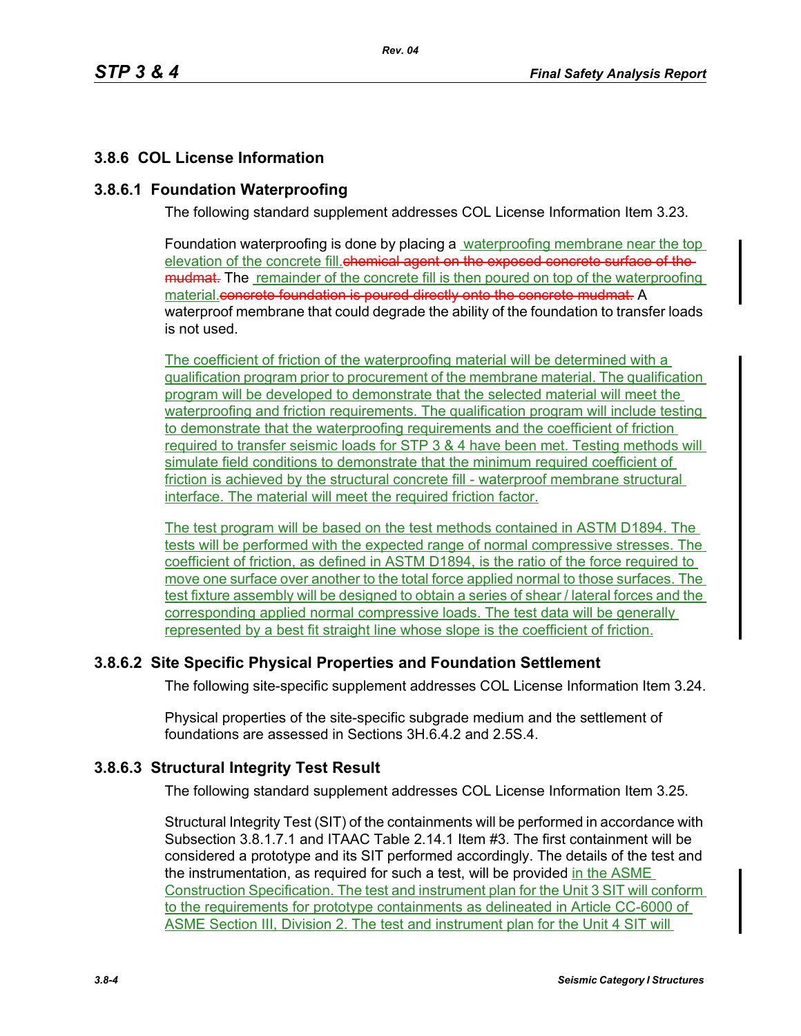## 3.8.6 COL License Information

### 3.8.6.1 Foundation Waterproofing

The following standard supplement addresses COL License Information Item 3.23.

Foundation waterproofing is done by placing a waterproofing membrane near the top elevation of the concrete fill.~~chemical agent on the exposed concrete surface of the mudmat.~~ The remainder of the concrete fill is then poured on top of the waterproofing material.~~concrete foundation is poured directly onto the concrete mudmat.~~ A waterproof membrane that could degrade the ability of the foundation to transfer loads is not used.

The coefficient of friction of the waterproofing material will be determined with a qualification program prior to procurement of the membrane material. The qualification program will be developed to demonstrate that the selected material will meet the waterproofing and friction requirements. The qualification program will include testing to demonstrate that the waterproofing requirements and the coefficient of friction required to transfer seismic loads for STP 3 & 4 have been met. Testing methods will simulate field conditions to demonstrate that the minimum required coefficient of friction is achieved by the structural concrete fill - waterproof membrane structural interface. The material will meet the required friction factor.

The test program will be based on the test methods contained in ASTM D1894. The tests will be performed with the expected range of normal compressive stresses. The coefficient of friction, as defined in ASTM D1894, is the ratio of the force required to move one surface over another to the total force applied normal to those surfaces. The test fixture assembly will be designed to obtain a series of shear / lateral forces and the corresponding applied normal compressive loads. The test data will be generally represented by a best fit straight line whose slope is the coefficient of friction.

### 3.8.6.2 Site Specific Physical Properties and Foundation Settlement

The following site-specific supplement addresses COL License Information Item 3.24.

Physical properties of the site-specific subgrade medium and the settlement of foundations are assessed in Sections 3H.6.4.2 and 2.5S.4.

### 3.8.6.3 Structural Integrity Test Result

The following standard supplement addresses COL License Information Item 3.25.

Structural Integrity Test (SIT) of the containments will be performed in accordance with Subsection 3.8.1.7.1 and ITAAC Table 2.14.1 Item #3. The first containment will be considered a prototype and its SIT performed accordingly. The details of the test and the instrumentation, as required for such a test, will be provided in the ASME Construction Specification. The test and instrument plan for the Unit 3 SIT will conform to the requirements for prototype containments as delineated in Article CC-6000 of ASME Section III, Division 2. The test and instrument plan for the Unit 4 SIT will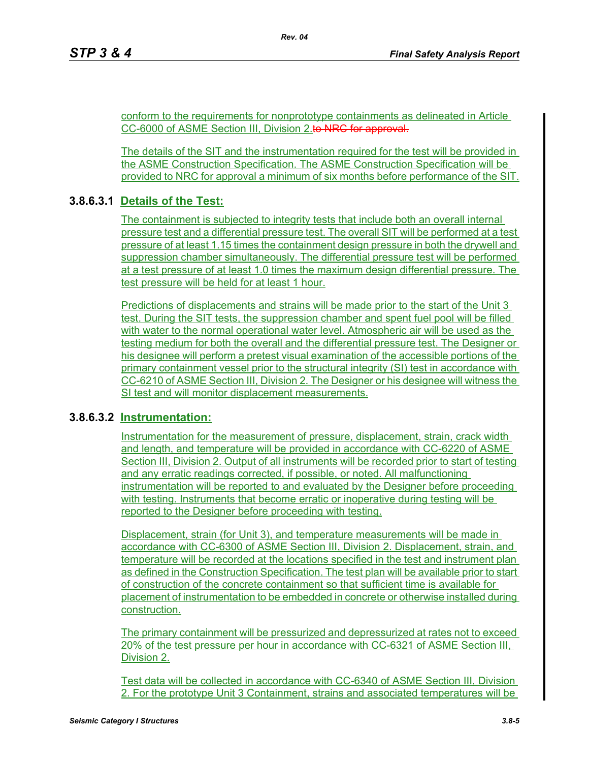conform to the requirements for nonprototype containments as delineated in Article CC-6000 of ASME Section III, Division 2.~~to NRC for approval.~~

The details of the SIT and the instrumentation required for the test will be provided in the ASME Construction Specification. The ASME Construction Specification will be provided to NRC for approval a minimum of six months before performance of the SIT.

### 3.8.6.3.1 Details of the Test:

The containment is subjected to integrity tests that include both an overall internal pressure test and a differential pressure test. The overall SIT will be performed at a test pressure of at least 1.15 times the containment design pressure in both the drywell and suppression chamber simultaneously. The differential pressure test will be performed at a test pressure of at least 1.0 times the maximum design differential pressure. The test pressure will be held for at least 1 hour.

Predictions of displacements and strains will be made prior to the start of the Unit 3 test. During the SIT tests, the suppression chamber and spent fuel pool will be filled with water to the normal operational water level. Atmospheric air will be used as the testing medium for both the overall and the differential pressure test. The Designer or his designee will perform a pretest visual examination of the accessible portions of the primary containment vessel prior to the structural integrity (SI) test in accordance with CC-6210 of ASME Section III, Division 2. The Designer or his designee will witness the SI test and will monitor displacement measurements.

### 3.8.6.3.2 Instrumentation:

Instrumentation for the measurement of pressure, displacement, strain, crack width and length, and temperature will be provided in accordance with CC-6220 of ASME Section III, Division 2. Output of all instruments will be recorded prior to start of testing and any erratic readings corrected, if possible, or noted. All malfunctioning instrumentation will be reported to and evaluated by the Designer before proceeding with testing. Instruments that become erratic or inoperative during testing will be reported to the Designer before proceeding with testing.

Displacement, strain (for Unit 3), and temperature measurements will be made in accordance with CC-6300 of ASME Section III, Division 2. Displacement, strain, and temperature will be recorded at the locations specified in the test and instrument plan as defined in the Construction Specification. The test plan will be available prior to start of construction of the concrete containment so that sufficient time is available for placement of instrumentation to be embedded in concrete or otherwise installed during construction.

The primary containment will be pressurized and depressurized at rates not to exceed 20% of the test pressure per hour in accordance with CC-6321 of ASME Section III, Division 2.

Test data will be collected in accordance with CC-6340 of ASME Section III, Division 2. For the prototype Unit 3 Containment, strains and associated temperatures will be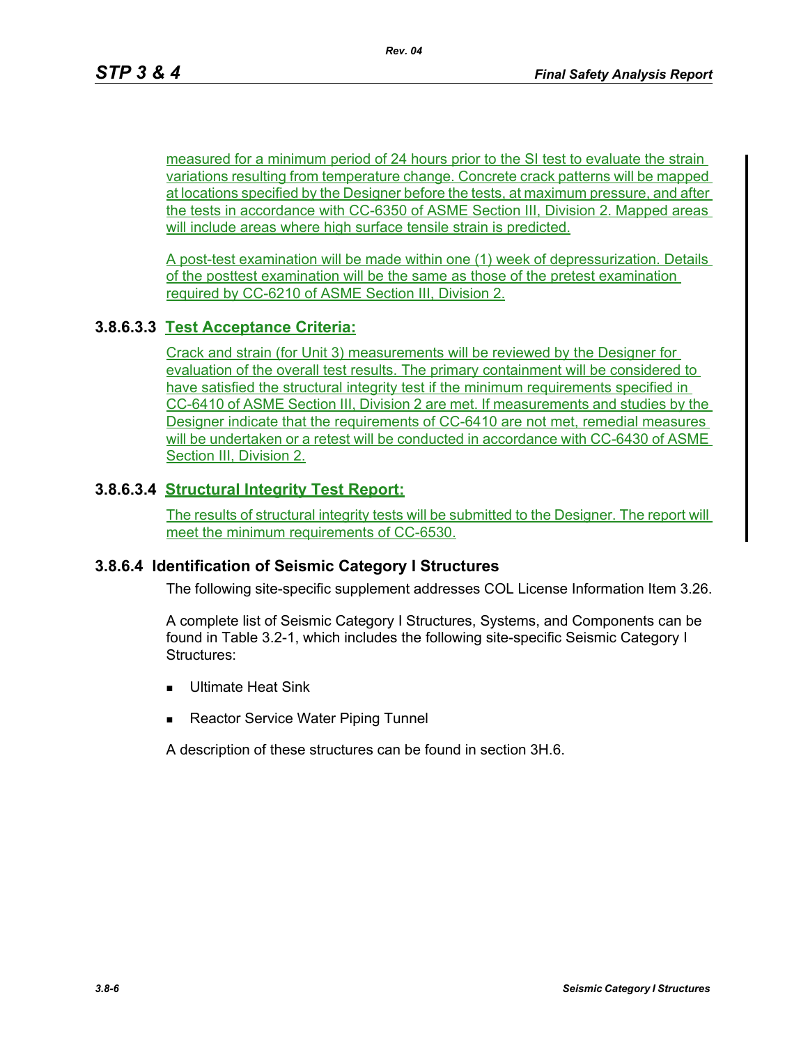measured for a minimum period of 24 hours prior to the SI test to evaluate the strain variations resulting from temperature change. Concrete crack patterns will be mapped at locations specified by the Designer before the tests, at maximum pressure, and after the tests in accordance with CC-6350 of ASME Section III, Division 2. Mapped areas will include areas where high surface tensile strain is predicted.

A post-test examination will be made within one (1) week of depressurization. Details of the posttest examination will be the same as those of the pretest examination required by CC-6210 of ASME Section III, Division 2.

#### 3.8.6.3.3 Test Acceptance Criteria:

Crack and strain (for Unit 3) measurements will be reviewed by the Designer for evaluation of the overall test results. The primary containment will be considered to have satisfied the structural integrity test if the minimum requirements specified in CC-6410 of ASME Section III, Division 2 are met. If measurements and studies by the Designer indicate that the requirements of CC-6410 are not met, remedial measures will be undertaken or a retest will be conducted in accordance with CC-6430 of ASME Section III, Division 2.

#### 3.8.6.3.4 Structural Integrity Test Report:

The results of structural integrity tests will be submitted to the Designer. The report will meet the minimum requirements of CC-6530.

### 3.8.6.4 Identification of Seismic Category I Structures

The following site-specific supplement addresses COL License Information Item 3.26.

A complete list of Seismic Category I Structures, Systems, and Components can be found in Table 3.2-1, which includes the following site-specific Seismic Category I Structures:

- Ultimate Heat Sink
- Reactor Service Water Piping Tunnel

A description of these structures can be found in section 3H.6.